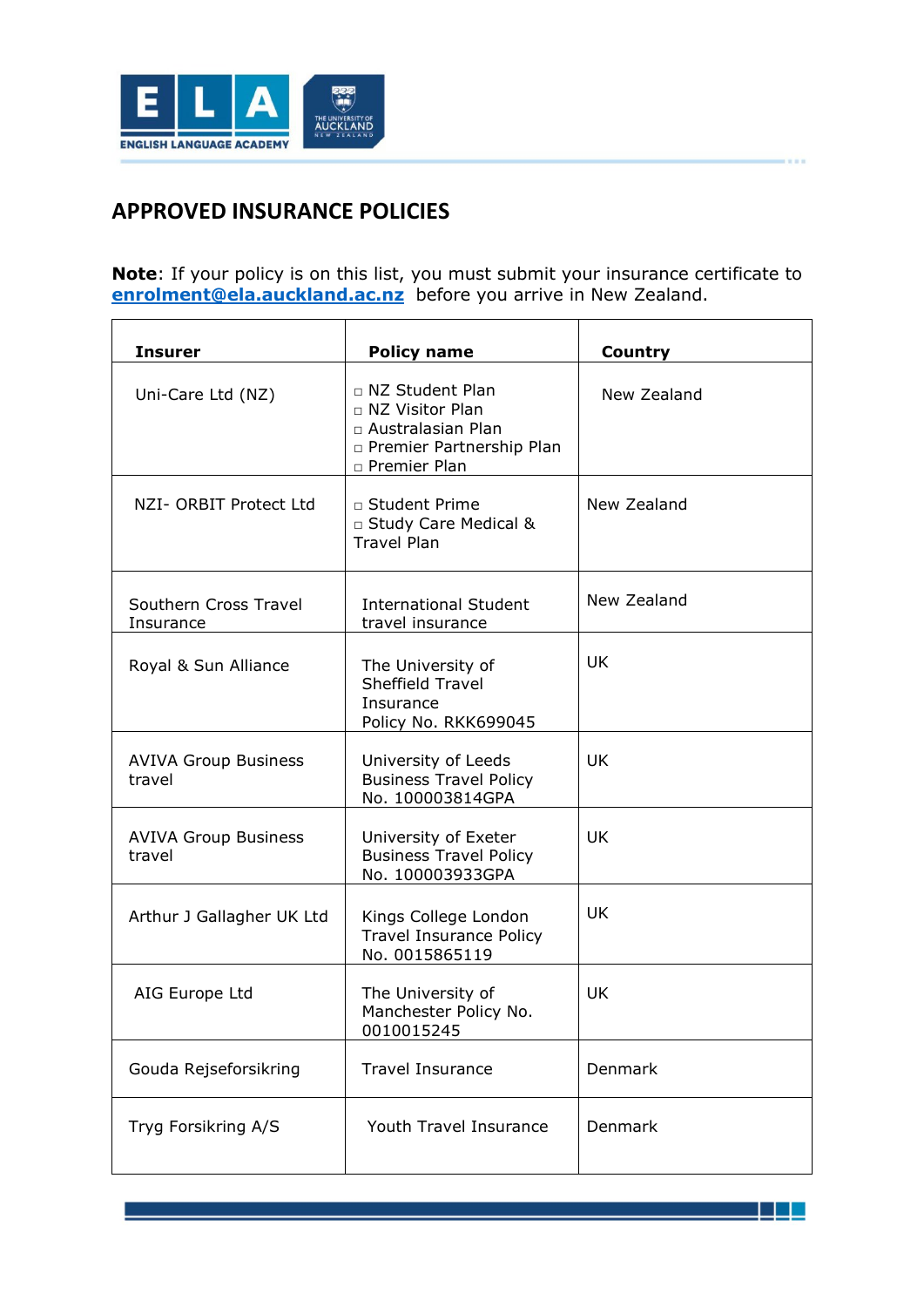## APPROVED INSURANCE POLICIES

**Note**: If your policy is on this list, you must submit your insurance certificate to **enrolment@ela.auckland.ac.nz** before you arrive in New Zealand.

| Insurer | Policy name | Country |
|---|---|---|
| Uni-Care Ltd (NZ) | □ NZ Student Plan<br>□ NZ Visitor Plan<br>□ Australasian Plan<br>□ Premier Partnership Plan<br>□ Premier Plan | New Zealand |
| NZI- ORBIT Protect Ltd | □ Student Prime<br>□ Study Care Medical & Travel Plan | New Zealand |
| Southern Cross Travel Insurance | International Student travel insurance | New Zealand |
| Royal & Sun Alliance | The University of Sheffield Travel Insurance Policy No. RKK699045 | UK |
| AVIVA Group Business travel | University of Leeds Business Travel Policy No. 100003814GPA | UK |
| AVIVA Group Business travel | University of Exeter Business Travel Policy No. 100003933GPA | UK |
| Arthur J Gallagher UK Ltd | Kings College London Travel Insurance Policy No. 0015865119 | UK |
| AIG Europe Ltd | The University of Manchester Policy No. 0010015245 | UK |
| Gouda Rejseforsikring | Travel Insurance | Denmark |
| Tryg Forsikring A/S | Youth Travel Insurance | Denmark |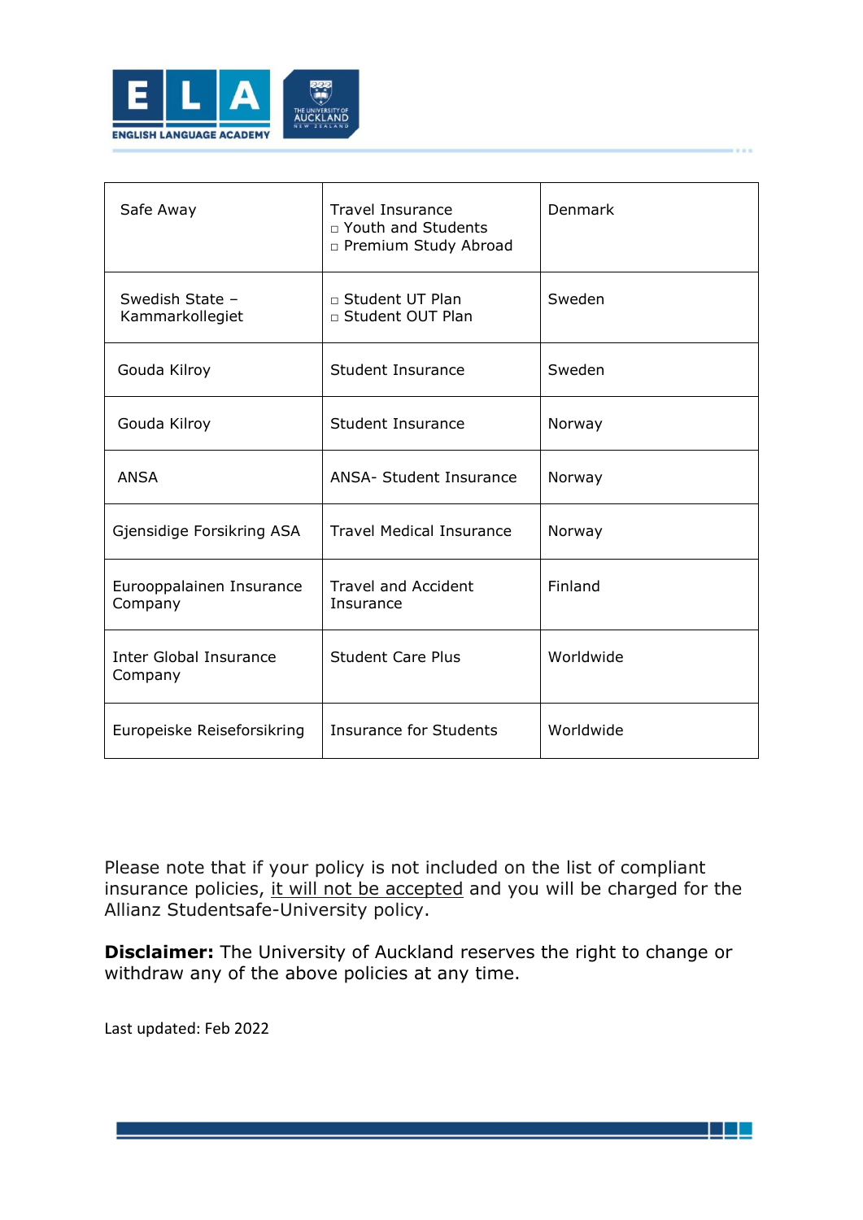| | | |
|---|---|---|
| Safe Away | Travel Insurance<br>□ Youth and Students<br>□ Premium Study Abroad | Denmark |
| Swedish State – Kammarkollegiet | □ Student UT Plan<br>□ Student OUT Plan | Sweden |
| Gouda Kilroy | Student Insurance | Sweden |
| Gouda Kilroy | Student Insurance | Norway |
| ANSA | ANSA- Student Insurance | Norway |
| Gjensidige Forsikring ASA | Travel Medical Insurance | Norway |
| Eurooppalainen Insurance Company | Travel and Accident Insurance | Finland |
| Inter Global Insurance Company | Student Care Plus | Worldwide |
| Europeiske Reiseforsikring | Insurance for Students | Worldwide |

Please note that if your policy is not included on the list of compliant insurance policies, <u>it will not be accepted</u> and you will be charged for the Allianz Studentsafe-University policy.

**Disclaimer:** The University of Auckland reserves the right to change or withdraw any of the above policies at any time.

Last updated: Feb 2022